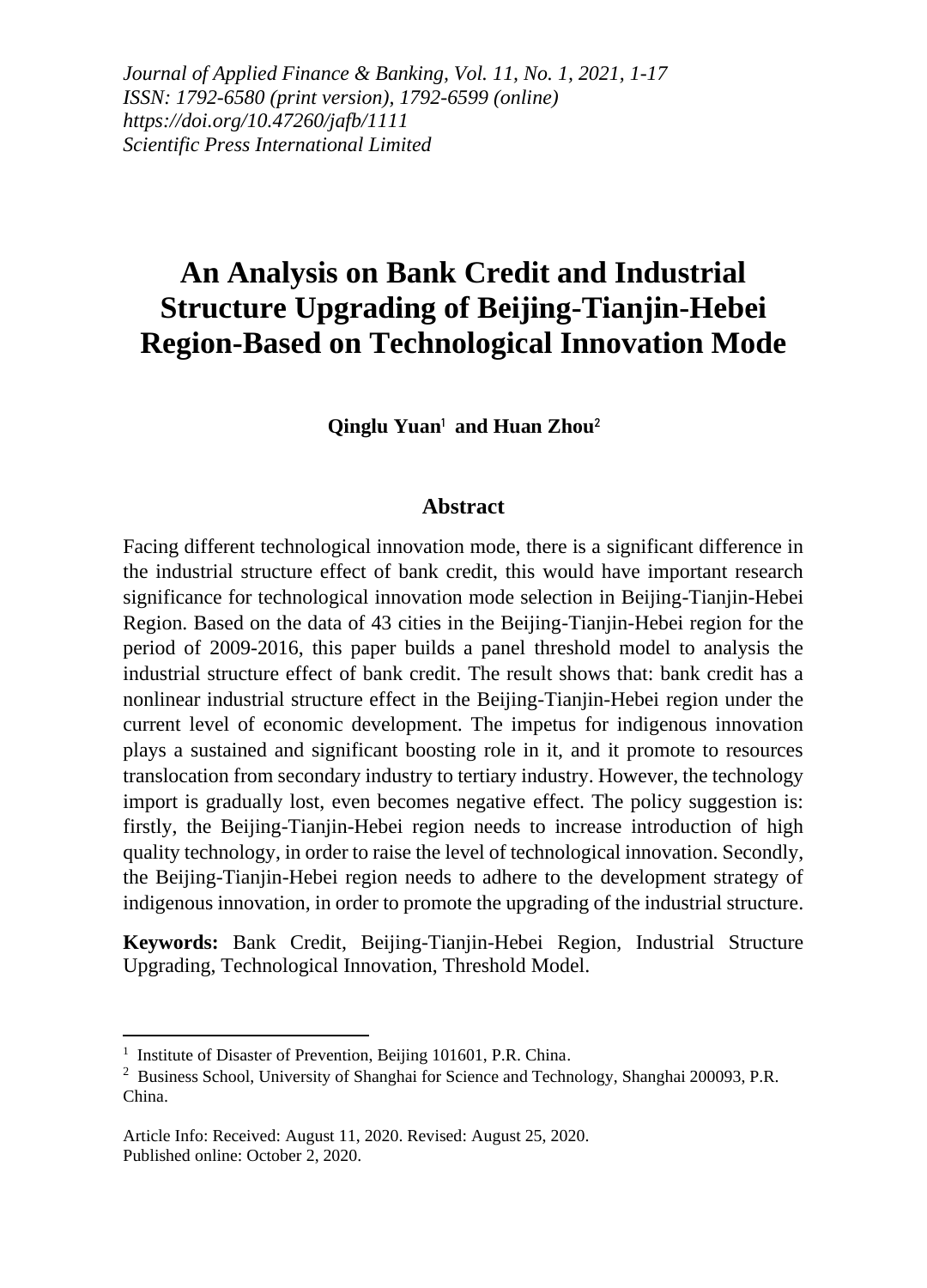*Journal of Applied Finance & Banking, Vol. 11, No. 1, 2021, 1-17*
*ISSN: 1792-6580 (print version), 1792-6599 (online)*
*https://doi.org/10.47260/jafb/1111*
*Scientific Press International Limited*

# An Analysis on Bank Credit and Industrial Structure Upgrading of Beijing-Tianjin-Hebei Region-Based on Technological Innovation Mode

**Qinglu Yuan[1] and Huan Zhou[2]**

## Abstract

Facing different technological innovation mode, there is a significant difference in the industrial structure effect of bank credit, this would have important research significance for technological innovation mode selection in Beijing-Tianjin-Hebei Region. Based on the data of 43 cities in the Beijing-Tianjin-Hebei region for the period of 2009-2016, this paper builds a panel threshold model to analysis the industrial structure effect of bank credit. The result shows that: bank credit has a nonlinear industrial structure effect in the Beijing-Tianjin-Hebei region under the current level of economic development. The impetus for indigenous innovation plays a sustained and significant boosting role in it, and it promote to resources translocation from secondary industry to tertiary industry. However, the technology import is gradually lost, even becomes negative effect. The policy suggestion is: firstly, the Beijing-Tianjin-Hebei region needs to increase introduction of high quality technology, in order to raise the level of technological innovation. Secondly, the Beijing-Tianjin-Hebei region needs to adhere to the development strategy of indigenous innovation, in order to promote the upgrading of the industrial structure.

**Keywords:** Bank Credit, Beijing-Tianjin-Hebei Region, Industrial Structure Upgrading, Technological Innovation, Threshold Model.

---

[1] Institute of Disaster of Prevention, Beijing 101601, P.R. China.

[2] Business School, University of Shanghai for Science and Technology, Shanghai 200093, P.R. China.

Article Info: Received: August 11, 2020. Revised: August 25, 2020.
Published online: October 2, 2020.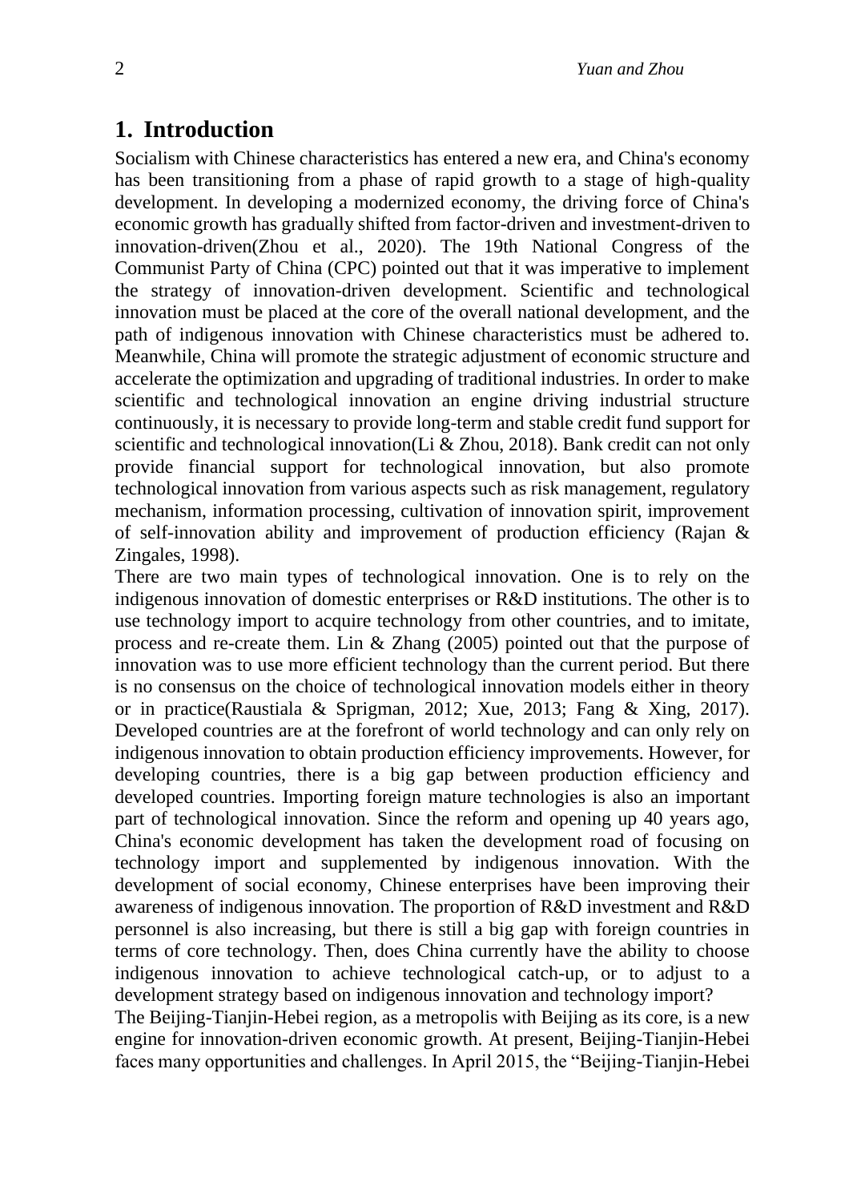# 1. Introduction

Socialism with Chinese characteristics has entered a new era, and China's economy has been transitioning from a phase of rapid growth to a stage of high-quality development. In developing a modernized economy, the driving force of China's economic growth has gradually shifted from factor-driven and investment-driven to innovation-driven(Zhou et al., 2020). The 19th National Congress of the Communist Party of China (CPC) pointed out that it was imperative to implement the strategy of innovation-driven development. Scientific and technological innovation must be placed at the core of the overall national development, and the path of indigenous innovation with Chinese characteristics must be adhered to. Meanwhile, China will promote the strategic adjustment of economic structure and accelerate the optimization and upgrading of traditional industries. In order to make scientific and technological innovation an engine driving industrial structure continuously, it is necessary to provide long-term and stable credit fund support for scientific and technological innovation(Li & Zhou, 2018). Bank credit can not only provide financial support for technological innovation, but also promote technological innovation from various aspects such as risk management, regulatory mechanism, information processing, cultivation of innovation spirit, improvement of self-innovation ability and improvement of production efficiency (Rajan & Zingales, 1998).

There are two main types of technological innovation. One is to rely on the indigenous innovation of domestic enterprises or R&D institutions. The other is to use technology import to acquire technology from other countries, and to imitate, process and re-create them. Lin & Zhang (2005) pointed out that the purpose of innovation was to use more efficient technology than the current period. But there is no consensus on the choice of technological innovation models either in theory or in practice(Raustiala & Sprigman, 2012; Xue, 2013; Fang & Xing, 2017). Developed countries are at the forefront of world technology and can only rely on indigenous innovation to obtain production efficiency improvements. However, for developing countries, there is a big gap between production efficiency and developed countries. Importing foreign mature technologies is also an important part of technological innovation. Since the reform and opening up 40 years ago, China's economic development has taken the development road of focusing on technology import and supplemented by indigenous innovation. With the development of social economy, Chinese enterprises have been improving their awareness of indigenous innovation. The proportion of R&D investment and R&D personnel is also increasing, but there is still a big gap with foreign countries in terms of core technology. Then, does China currently have the ability to choose indigenous innovation to achieve technological catch-up, or to adjust to a development strategy based on indigenous innovation and technology import?

The Beijing-Tianjin-Hebei region, as a metropolis with Beijing as its core, is a new engine for innovation-driven economic growth. At present, Beijing-Tianjin-Hebei faces many opportunities and challenges. In April 2015, the "Beijing-Tianjin-Hebei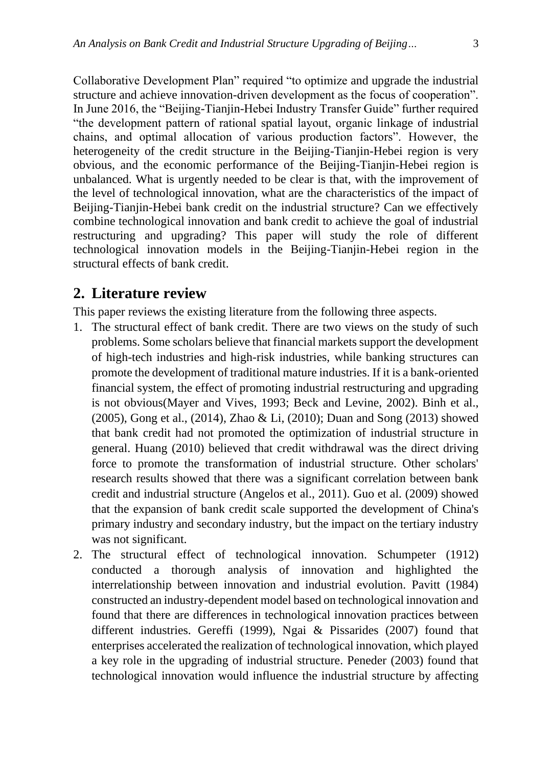Collaborative Development Plan" required "to optimize and upgrade the industrial structure and achieve innovation-driven development as the focus of cooperation". In June 2016, the "Beijing-Tianjin-Hebei Industry Transfer Guide" further required "the development pattern of rational spatial layout, organic linkage of industrial chains, and optimal allocation of various production factors". However, the heterogeneity of the credit structure in the Beijing-Tianjin-Hebei region is very obvious, and the economic performance of the Beijing-Tianjin-Hebei region is unbalanced. What is urgently needed to be clear is that, with the improvement of the level of technological innovation, what are the characteristics of the impact of Beijing-Tianjin-Hebei bank credit on the industrial structure? Can we effectively combine technological innovation and bank credit to achieve the goal of industrial restructuring and upgrading? This paper will study the role of different technological innovation models in the Beijing-Tianjin-Hebei region in the structural effects of bank credit.

## 2. Literature review

This paper reviews the existing literature from the following three aspects.

1. The structural effect of bank credit. There are two views on the study of such problems. Some scholars believe that financial markets support the development of high-tech industries and high-risk industries, while banking structures can promote the development of traditional mature industries. If it is a bank-oriented financial system, the effect of promoting industrial restructuring and upgrading is not obvious(Mayer and Vives, 1993; Beck and Levine, 2002). Binh et al., (2005), Gong et al., (2014), Zhao & Li, (2010); Duan and Song (2013) showed that bank credit had not promoted the optimization of industrial structure in general. Huang (2010) believed that credit withdrawal was the direct driving force to promote the transformation of industrial structure. Other scholars' research results showed that there was a significant correlation between bank credit and industrial structure (Angelos et al., 2011). Guo et al. (2009) showed that the expansion of bank credit scale supported the development of China's primary industry and secondary industry, but the impact on the tertiary industry was not significant.
2. The structural effect of technological innovation. Schumpeter (1912) conducted a thorough analysis of innovation and highlighted the interrelationship between innovation and industrial evolution. Pavitt (1984) constructed an industry-dependent model based on technological innovation and found that there are differences in technological innovation practices between different industries. Gereffi (1999), Ngai & Pissarides (2007) found that enterprises accelerated the realization of technological innovation, which played a key role in the upgrading of industrial structure. Peneder (2003) found that technological innovation would influence the industrial structure by affecting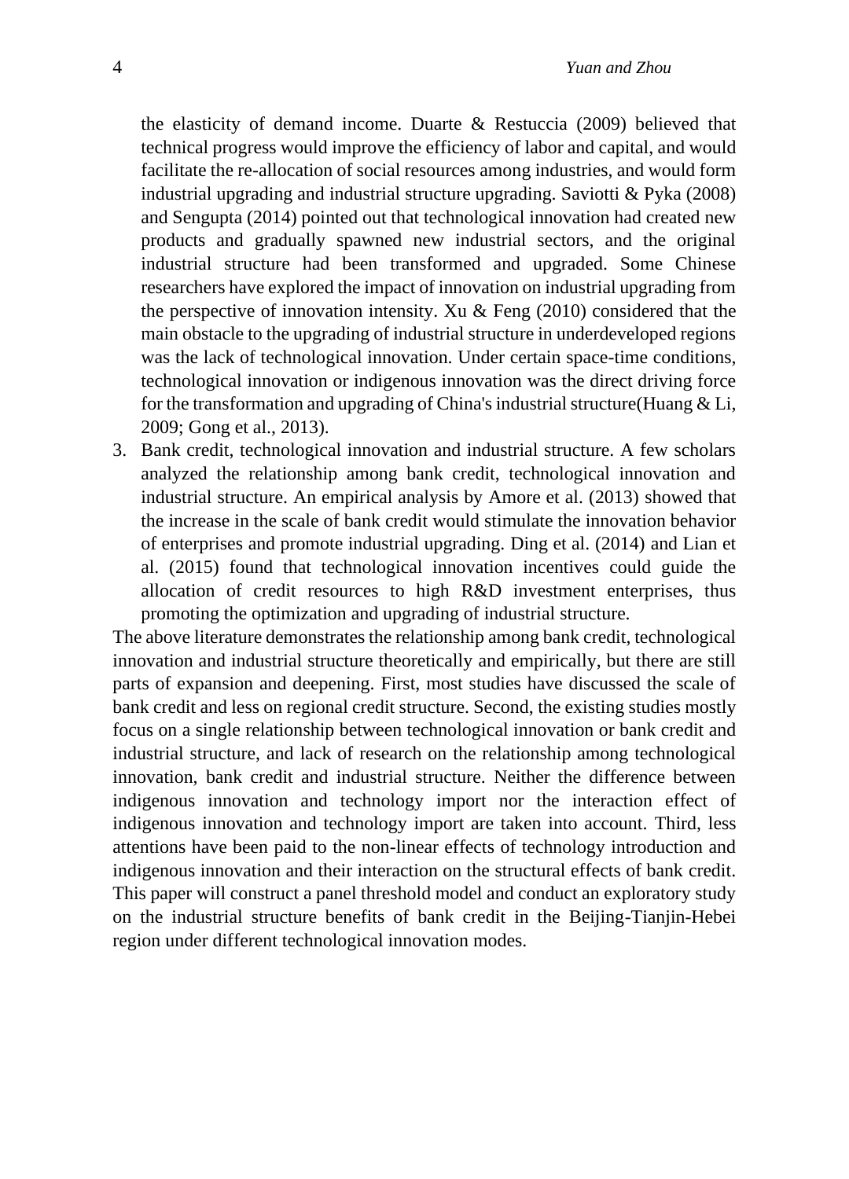the elasticity of demand income. Duarte & Restuccia (2009) believed that technical progress would improve the efficiency of labor and capital, and would facilitate the re-allocation of social resources among industries, and would form industrial upgrading and industrial structure upgrading. Saviotti & Pyka (2008) and Sengupta (2014) pointed out that technological innovation had created new products and gradually spawned new industrial sectors, and the original industrial structure had been transformed and upgraded. Some Chinese researchers have explored the impact of innovation on industrial upgrading from the perspective of innovation intensity. Xu & Feng (2010) considered that the main obstacle to the upgrading of industrial structure in underdeveloped regions was the lack of technological innovation. Under certain space-time conditions, technological innovation or indigenous innovation was the direct driving force for the transformation and upgrading of China's industrial structure(Huang & Li, 2009; Gong et al., 2013).

3. Bank credit, technological innovation and industrial structure. A few scholars analyzed the relationship among bank credit, technological innovation and industrial structure. An empirical analysis by Amore et al. (2013) showed that the increase in the scale of bank credit would stimulate the innovation behavior of enterprises and promote industrial upgrading. Ding et al. (2014) and Lian et al. (2015) found that technological innovation incentives could guide the allocation of credit resources to high R&D investment enterprises, thus promoting the optimization and upgrading of industrial structure.

The above literature demonstrates the relationship among bank credit, technological innovation and industrial structure theoretically and empirically, but there are still parts of expansion and deepening. First, most studies have discussed the scale of bank credit and less on regional credit structure. Second, the existing studies mostly focus on a single relationship between technological innovation or bank credit and industrial structure, and lack of research on the relationship among technological innovation, bank credit and industrial structure. Neither the difference between indigenous innovation and technology import nor the interaction effect of indigenous innovation and technology import are taken into account. Third, less attentions have been paid to the non-linear effects of technology introduction and indigenous innovation and their interaction on the structural effects of bank credit. This paper will construct a panel threshold model and conduct an exploratory study on the industrial structure benefits of bank credit in the Beijing-Tianjin-Hebei region under different technological innovation modes.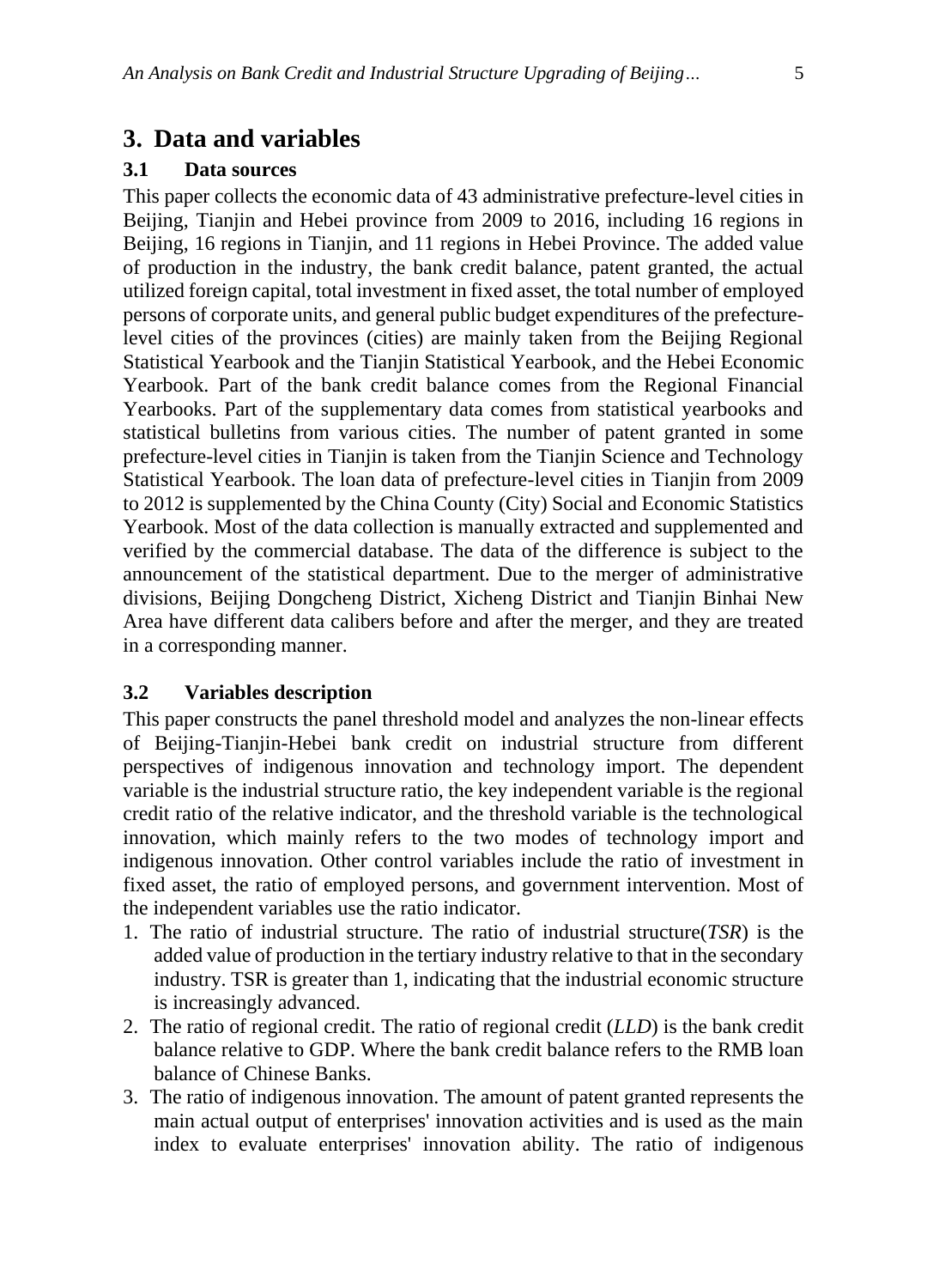## 3. Data and variables

### 3.1 Data sources

This paper collects the economic data of 43 administrative prefecture-level cities in Beijing, Tianjin and Hebei province from 2009 to 2016, including 16 regions in Beijing, 16 regions in Tianjin, and 11 regions in Hebei Province. The added value of production in the industry, the bank credit balance, patent granted, the actual utilized foreign capital, total investment in fixed asset, the total number of employed persons of corporate units, and general public budget expenditures of the prefecture-level cities of the provinces (cities) are mainly taken from the Beijing Regional Statistical Yearbook and the Tianjin Statistical Yearbook, and the Hebei Economic Yearbook. Part of the bank credit balance comes from the Regional Financial Yearbooks. Part of the supplementary data comes from statistical yearbooks and statistical bulletins from various cities. The number of patent granted in some prefecture-level cities in Tianjin is taken from the Tianjin Science and Technology Statistical Yearbook. The loan data of prefecture-level cities in Tianjin from 2009 to 2012 is supplemented by the China County (City) Social and Economic Statistics Yearbook. Most of the data collection is manually extracted and supplemented and verified by the commercial database. The data of the difference is subject to the announcement of the statistical department. Due to the merger of administrative divisions, Beijing Dongcheng District, Xicheng District and Tianjin Binhai New Area have different data calibers before and after the merger, and they are treated in a corresponding manner.

### 3.2 Variables description

This paper constructs the panel threshold model and analyzes the non-linear effects of Beijing-Tianjin-Hebei bank credit on industrial structure from different perspectives of indigenous innovation and technology import. The dependent variable is the industrial structure ratio, the key independent variable is the regional credit ratio of the relative indicator, and the threshold variable is the technological innovation, which mainly refers to the two modes of technology import and indigenous innovation. Other control variables include the ratio of investment in fixed asset, the ratio of employed persons, and government intervention. Most of the independent variables use the ratio indicator.

1. The ratio of industrial structure. The ratio of industrial structure(*TSR*) is the added value of production in the tertiary industry relative to that in the secondary industry. TSR is greater than 1, indicating that the industrial economic structure is increasingly advanced.
2. The ratio of regional credit. The ratio of regional credit (*LLD*) is the bank credit balance relative to GDP. Where the bank credit balance refers to the RMB loan balance of Chinese Banks.
3. The ratio of indigenous innovation. The amount of patent granted represents the main actual output of enterprises' innovation activities and is used as the main index to evaluate enterprises' innovation ability. The ratio of indigenous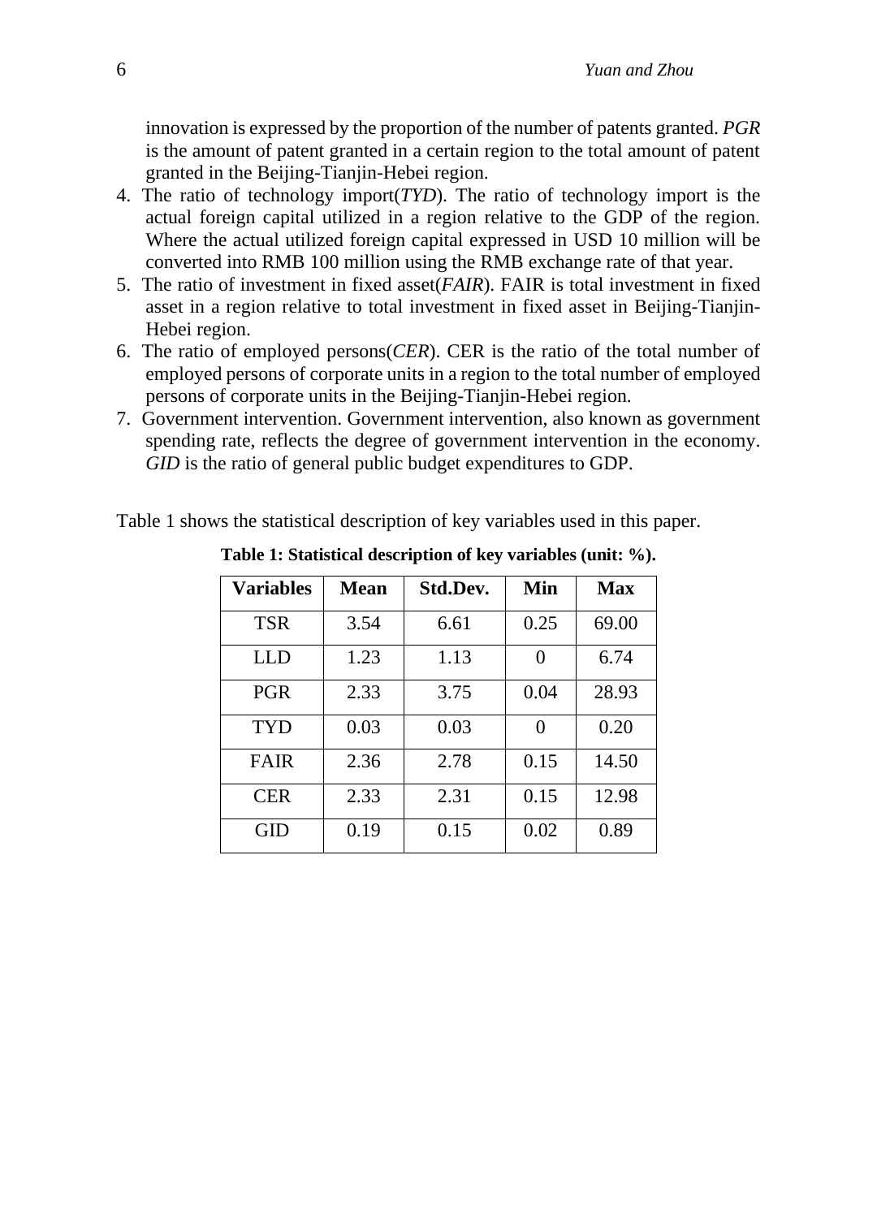innovation is expressed by the proportion of the number of patents granted. *PGR* is the amount of patent granted in a certain region to the total amount of patent granted in the Beijing-Tianjin-Hebei region.

4. The ratio of technology import(*TYD*). The ratio of technology import is the actual foreign capital utilized in a region relative to the GDP of the region. Where the actual utilized foreign capital expressed in USD 10 million will be converted into RMB 100 million using the RMB exchange rate of that year.
5. The ratio of investment in fixed asset(*FAIR*). FAIR is total investment in fixed asset in a region relative to total investment in fixed asset in Beijing-Tianjin-Hebei region.
6. The ratio of employed persons(*CER*). CER is the ratio of the total number of employed persons of corporate units in a region to the total number of employed persons of corporate units in the Beijing-Tianjin-Hebei region.
7. Government intervention. Government intervention, also known as government spending rate, reflects the degree of government intervention in the economy. *GID* is the ratio of general public budget expenditures to GDP.

Table 1 shows the statistical description of key variables used in this paper.

**Table 1: Statistical description of key variables (unit: %).**

| Variables | Mean | Std.Dev. | Min | Max |
|---|---|---|---|---|
| TSR | 3.54 | 6.61 | 0.25 | 69.00 |
| LLD | 1.23 | 1.13 | 0 | 6.74 |
| PGR | 2.33 | 3.75 | 0.04 | 28.93 |
| TYD | 0.03 | 0.03 | 0 | 0.20 |
| FAIR | 2.36 | 2.78 | 0.15 | 14.50 |
| CER | 2.33 | 2.31 | 0.15 | 12.98 |
| GID | 0.19 | 0.15 | 0.02 | 0.89 |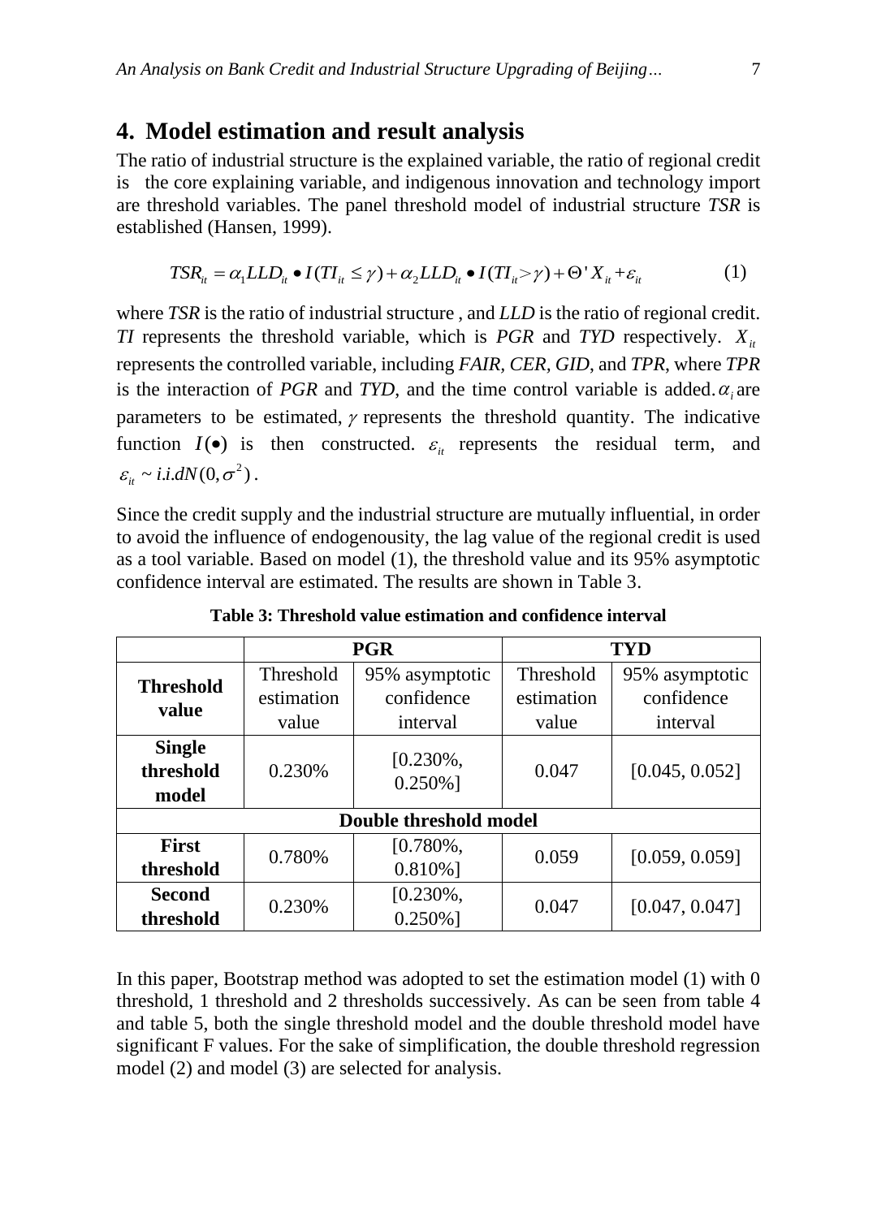## 4. Model estimation and result analysis

The ratio of industrial structure is the explained variable, the ratio of regional credit is the core explaining variable, and indigenous innovation and technology import are threshold variables. The panel threshold model of industrial structure *TSR* is established (Hansen, 1999).

$$TSR_{it} = \alpha_1 LLD_{it} \bullet I(TI_{it} \le \gamma) + \alpha_2 LLD_{it} \bullet I(TI_{it} > \gamma) + \Theta' X_{it} + \varepsilon_{it} \qquad (1)$$

where *TSR* is the ratio of industrial structure , and *LLD* is the ratio of regional credit. *TI* represents the threshold variable, which is *PGR* and *TYD* respectively. $X_{it}$ represents the controlled variable, including *FAIR*, *CER*, *GID*, and *TPR*, where *TPR* is the interaction of *PGR* and *TYD*, and the time control variable is added. $\alpha_i$ are parameters to be estimated, $\gamma$ represents the threshold quantity. The indicative function $I(\bullet)$ is then constructed. $\varepsilon_{it}$ represents the residual term, and $\varepsilon_{it} \sim i.i.dN(0, \sigma^2)$.

Since the credit supply and the industrial structure are mutually influential, in order to avoid the influence of endogenousity, the lag value of the regional credit is used as a tool variable. Based on model (1), the threshold value and its 95% asymptotic confidence interval are estimated. The results are shown in Table 3.

**Table 3: Threshold value estimation and confidence interval**

| | PGR | | TYD | |
|---|---|---|---|---|
| **Threshold value** | Threshold estimation value | 95% asymptotic confidence interval | Threshold estimation value | 95% asymptotic confidence interval |
| **Single threshold model** | 0.230% | [0.230%, 0.250%] | 0.047 | [0.045, 0.052] |
| **Double threshold model** | | | | |
| **First threshold** | 0.780% | [0.780%, 0.810%] | 0.059 | [0.059, 0.059] |
| **Second threshold** | 0.230% | [0.230%, 0.250%] | 0.047 | [0.047, 0.047] |

In this paper, Bootstrap method was adopted to set the estimation model (1) with 0 threshold, 1 threshold and 2 thresholds successively. As can be seen from table 4 and table 5, both the single threshold model and the double threshold model have significant F values. For the sake of simplification, the double threshold regression model (2) and model (3) are selected for analysis.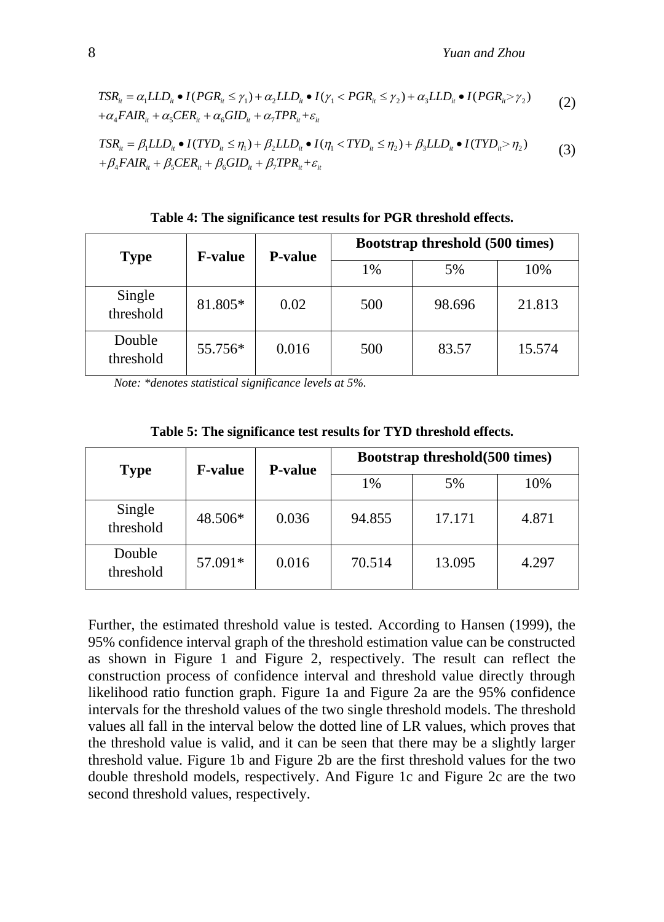$$TSR_{it} = \alpha_1 LLD_{it} \bullet I(PGR_{it} \le \gamma_1) + \alpha_2 LLD_{it} \bullet I(\gamma_1 < PGR_{it} \le \gamma_2) + \alpha_3 LLD_{it} \bullet I(PGR_{it} > \gamma_2)$$
$$+\alpha_4 FAIR_{it} + \alpha_5 CER_{it} + \alpha_6 GID_{it} + \alpha_7 TPR_{it} + \varepsilon_{it} \quad (2)$$

$$TSR_{it} = \beta_1 LLD_{it} \bullet I(TYD_{it} \le \eta_1) + \beta_2 LLD_{it} \bullet I(\eta_1 < TYD_{it} \le \eta_2) + \beta_3 LLD_{it} \bullet I(TYD_{it} > \eta_2)$$
$$+\beta_4 FAIR_{it} + \beta_5 CER_{it} + \beta_6 GID_{it} + \beta_7 TPR_{it} + \varepsilon_{it} \quad (3)$$

**Table 4: The significance test results for PGR threshold effects.**

| Type | F-value | P-value | Bootstrap threshold (500 times) | | |
|---|---|---|---|---|---|
| | | | 1% | 5% | 10% |
| Single threshold | 81.805* | 0.02 | 500 | 98.696 | 21.813 |
| Double threshold | 55.756* | 0.016 | 500 | 83.57 | 15.574 |

*Note: \*denotes statistical significance levels at 5%.*

**Table 5: The significance test results for TYD threshold effects.**

| Type | F-value | P-value | Bootstrap threshold(500 times) | | |
|---|---|---|---|---|---|
| | | | 1% | 5% | 10% |
| Single threshold | 48.506* | 0.036 | 94.855 | 17.171 | 4.871 |
| Double threshold | 57.091* | 0.016 | 70.514 | 13.095 | 4.297 |

Further, the estimated threshold value is tested. According to Hansen (1999), the 95% confidence interval graph of the threshold estimation value can be constructed as shown in Figure 1 and Figure 2, respectively. The result can reflect the construction process of confidence interval and threshold value directly through likelihood ratio function graph. Figure 1a and Figure 2a are the 95% confidence intervals for the threshold values of the two single threshold models. The threshold values all fall in the interval below the dotted line of LR values, which proves that the threshold value is valid, and it can be seen that there may be a slightly larger threshold value. Figure 1b and Figure 2b are the first threshold values for the two double threshold models, respectively. And Figure 1c and Figure 2c are the two second threshold values, respectively.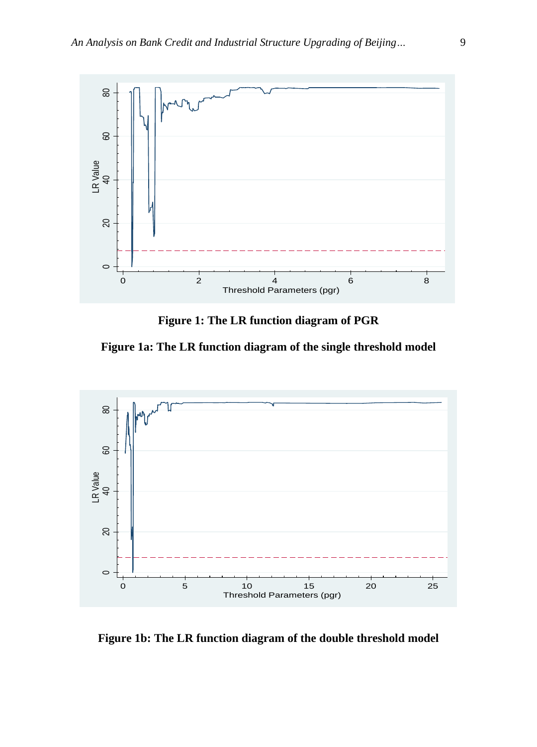**Figure 1: The LR function diagram of PGR**

**Figure 1a: The LR function diagram of the single threshold model**

**Figure 1b: The LR function diagram of the double threshold model**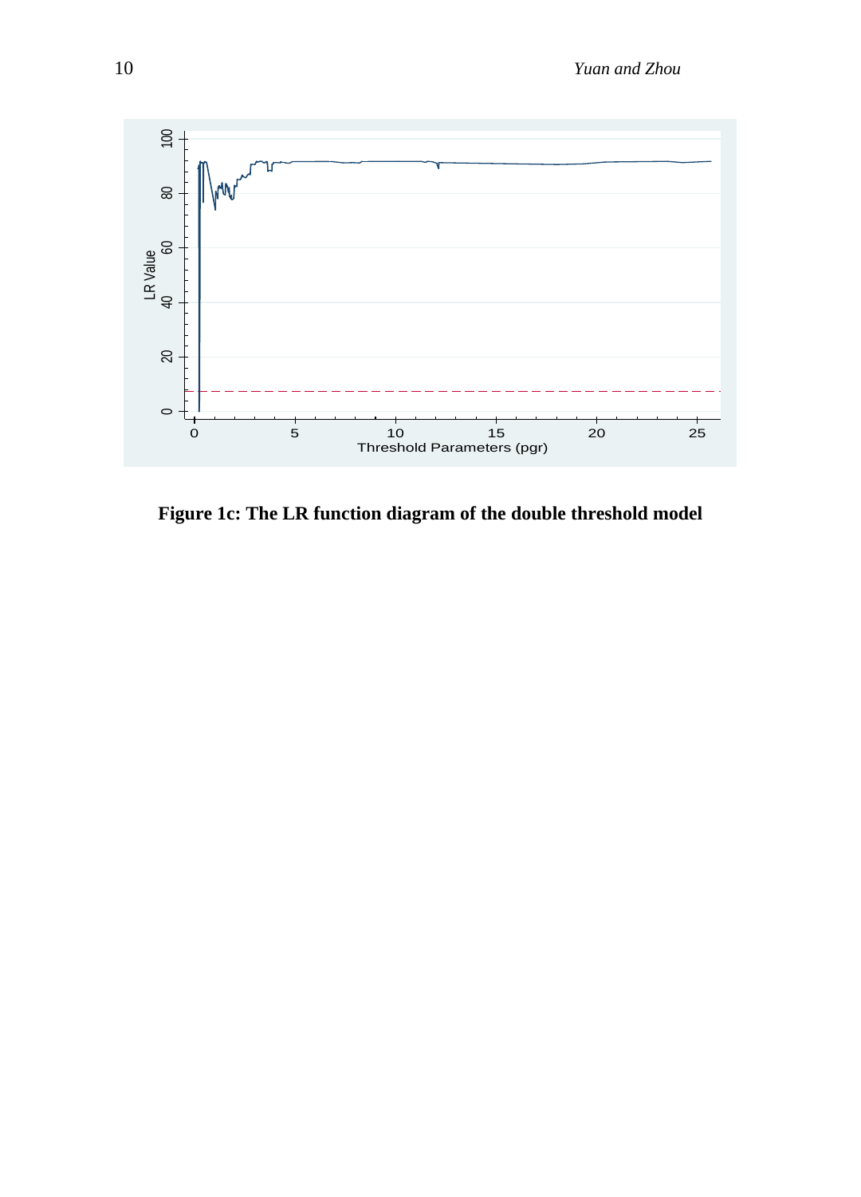**Figure 1c: The LR function diagram of the double threshold model**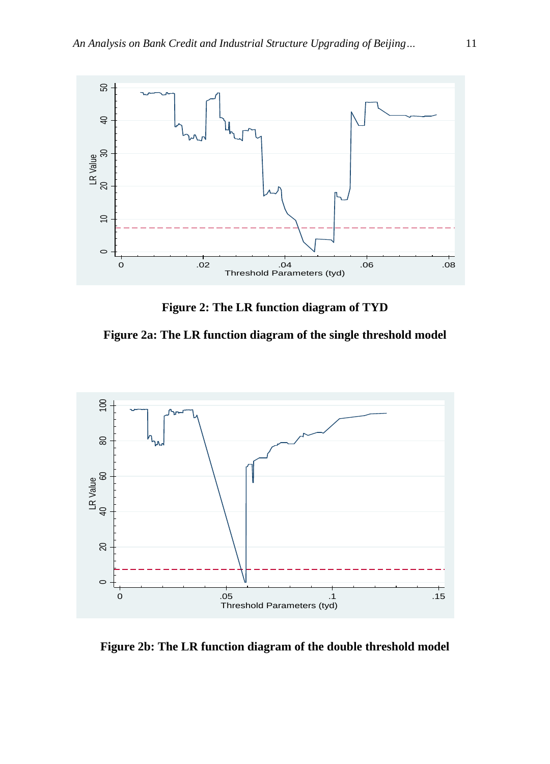**Figure 2: The LR function diagram of TYD**

**Figure 2a: The LR function diagram of the single threshold model**

**Figure 2b: The LR function diagram of the double threshold model**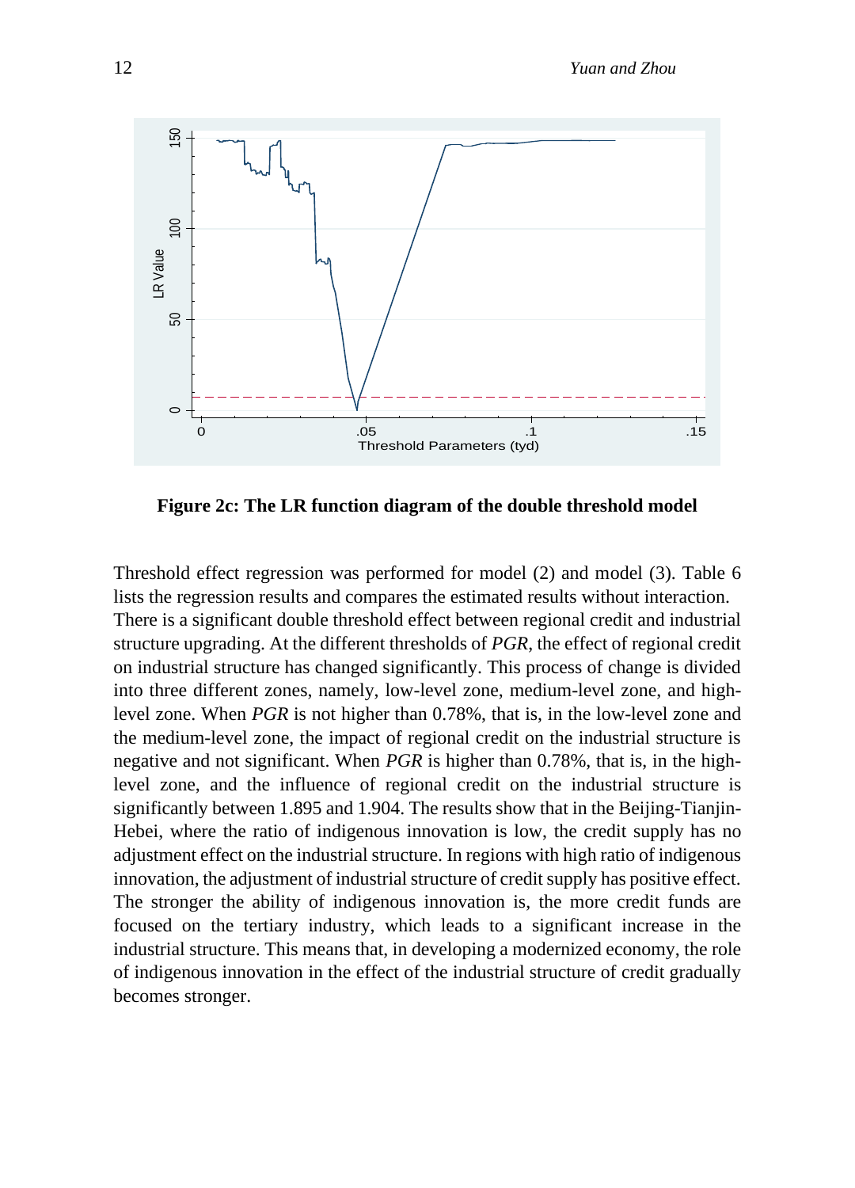**Figure 2c: The LR function diagram of the double threshold model**

Threshold effect regression was performed for model (2) and model (3). Table 6 lists the regression results and compares the estimated results without interaction. There is a significant double threshold effect between regional credit and industrial structure upgrading. At the different thresholds of *PGR*, the effect of regional credit on industrial structure has changed significantly. This process of change is divided into three different zones, namely, low-level zone, medium-level zone, and high-level zone. When *PGR* is not higher than 0.78%, that is, in the low-level zone and the medium-level zone, the impact of regional credit on the industrial structure is negative and not significant. When *PGR* is higher than 0.78%, that is, in the high-level zone, and the influence of regional credit on the industrial structure is significantly between 1.895 and 1.904. The results show that in the Beijing-Tianjin-Hebei, where the ratio of indigenous innovation is low, the credit supply has no adjustment effect on the industrial structure. In regions with high ratio of indigenous innovation, the adjustment of industrial structure of credit supply has positive effect. The stronger the ability of indigenous innovation is, the more credit funds are focused on the tertiary industry, which leads to a significant increase in the industrial structure. This means that, in developing a modernized economy, the role of indigenous innovation in the effect of the industrial structure of credit gradually becomes stronger.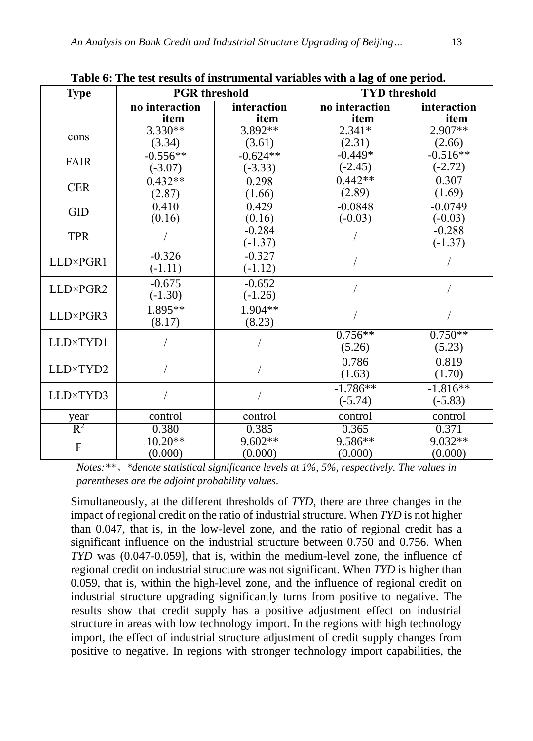**Table 6: The test results of instrumental variables with a lag of one period.**

| Type | PGR threshold | | TYD threshold | |
|---|---|---|---|---|
| | no interaction item | interaction item | no interaction item | interaction item |
| cons | 3.330** (3.34) | 3.892** (3.61) | 2.341* (2.31) | 2.907** (2.66) |
| FAIR | -0.556** (-3.07) | -0.624** (-3.33) | -0.449* (-2.45) | -0.516** (-2.72) |
| CER | 0.432** (2.87) | 0.298 (1.66) | 0.442** (2.89) | 0.307 (1.69) |
| GID | 0.410 (0.16) | 0.429 (0.16) | -0.0848 (-0.03) | -0.0749 (-0.03) |
| TPR | / | -0.284 (-1.37) | / | -0.288 (-1.37) |
| LLD×PGR1 | -0.326 (-1.11) | -0.327 (-1.12) | / | / |
| LLD×PGR2 | -0.675 (-1.30) | -0.652 (-1.26) | / | / |
| LLD×PGR3 | 1.895** (8.17) | 1.904** (8.23) | / | / |
| LLD×TYD1 | / | / | 0.756** (5.26) | 0.750** (5.23) |
| LLD×TYD2 | / | / | 0.786 (1.63) | 0.819 (1.70) |
| LLD×TYD3 | / | / | -1.786** (-5.74) | -1.816** (-5.83) |
| year | control | control | control | control |
| $R^2$ | 0.380 | 0.385 | 0.365 | 0.371 |
| F | 10.20** (0.000) | 9.602** (0.000) | 9.586** (0.000) | 9.032** (0.000) |

*Notes:***、*denote statistical significance levels at 1%, 5%, respectively. The values in parentheses are the adjoint probability values.*

Simultaneously, at the different thresholds of *TYD*, there are three changes in the impact of regional credit on the ratio of industrial structure. When *TYD* is not higher than 0.047, that is, in the low-level zone, and the ratio of regional credit has a significant influence on the industrial structure between 0.750 and 0.756. When *TYD* was (0.047-0.059], that is, within the medium-level zone, the influence of regional credit on industrial structure was not significant. When *TYD* is higher than 0.059, that is, within the high-level zone, and the influence of regional credit on industrial structure upgrading significantly turns from positive to negative. The results show that credit supply has a positive adjustment effect on industrial structure in areas with low technology import. In the regions with high technology import, the effect of industrial structure adjustment of credit supply changes from positive to negative. In regions with stronger technology import capabilities, the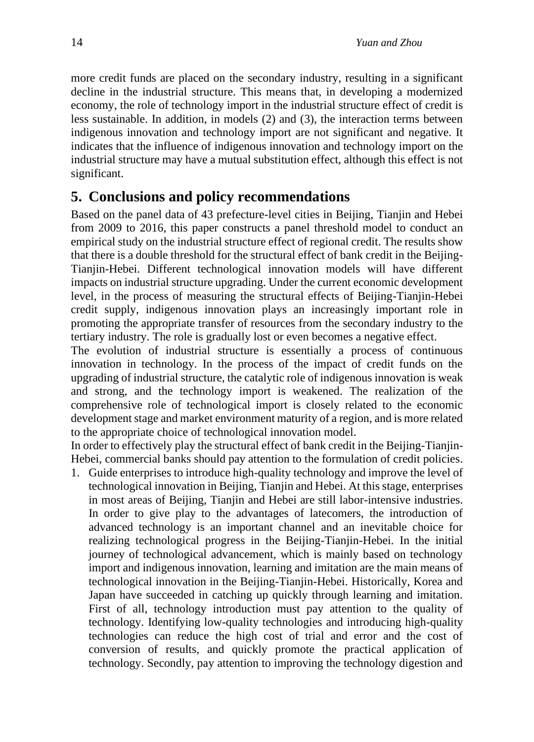more credit funds are placed on the secondary industry, resulting in a significant decline in the industrial structure. This means that, in developing a modernized economy, the role of technology import in the industrial structure effect of credit is less sustainable. In addition, in models (2) and (3), the interaction terms between indigenous innovation and technology import are not significant and negative. It indicates that the influence of indigenous innovation and technology import on the industrial structure may have a mutual substitution effect, although this effect is not significant.

## 5. Conclusions and policy recommendations

Based on the panel data of 43 prefecture-level cities in Beijing, Tianjin and Hebei from 2009 to 2016, this paper constructs a panel threshold model to conduct an empirical study on the industrial structure effect of regional credit. The results show that there is a double threshold for the structural effect of bank credit in the Beijing-Tianjin-Hebei. Different technological innovation models will have different impacts on industrial structure upgrading. Under the current economic development level, in the process of measuring the structural effects of Beijing-Tianjin-Hebei credit supply, indigenous innovation plays an increasingly important role in promoting the appropriate transfer of resources from the secondary industry to the tertiary industry. The role is gradually lost or even becomes a negative effect.

The evolution of industrial structure is essentially a process of continuous innovation in technology. In the process of the impact of credit funds on the upgrading of industrial structure, the catalytic role of indigenous innovation is weak and strong, and the technology import is weakened. The realization of the comprehensive role of technological import is closely related to the economic development stage and market environment maturity of a region, and is more related to the appropriate choice of technological innovation model.

In order to effectively play the structural effect of bank credit in the Beijing-Tianjin-Hebei, commercial banks should pay attention to the formulation of credit policies.

1. Guide enterprises to introduce high-quality technology and improve the level of technological innovation in Beijing, Tianjin and Hebei. At this stage, enterprises in most areas of Beijing, Tianjin and Hebei are still labor-intensive industries. In order to give play to the advantages of latecomers, the introduction of advanced technology is an important channel and an inevitable choice for realizing technological progress in the Beijing-Tianjin-Hebei. In the initial journey of technological advancement, which is mainly based on technology import and indigenous innovation, learning and imitation are the main means of technological innovation in the Beijing-Tianjin-Hebei. Historically, Korea and Japan have succeeded in catching up quickly through learning and imitation. First of all, technology introduction must pay attention to the quality of technology. Identifying low-quality technologies and introducing high-quality technologies can reduce the high cost of trial and error and the cost of conversion of results, and quickly promote the practical application of technology. Secondly, pay attention to improving the technology digestion and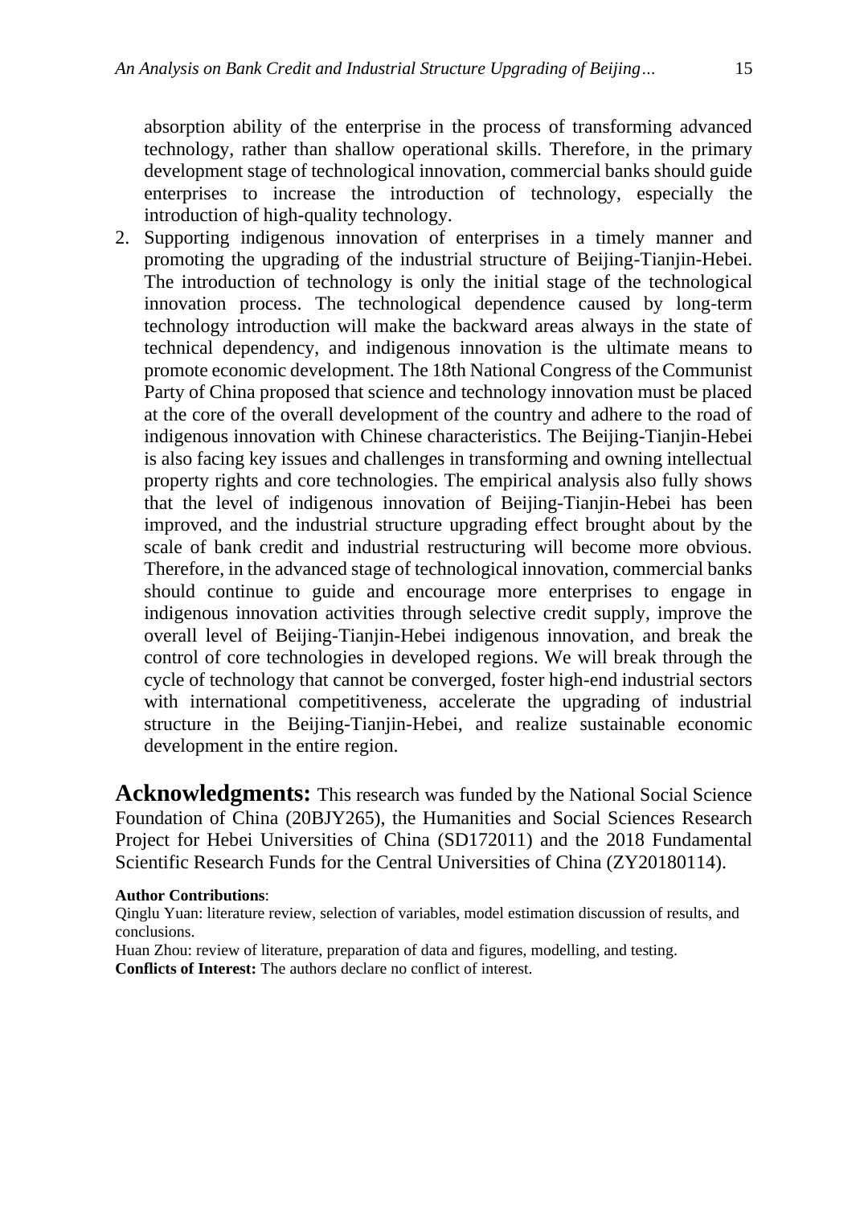absorption ability of the enterprise in the process of transforming advanced technology, rather than shallow operational skills. Therefore, in the primary development stage of technological innovation, commercial banks should guide enterprises to increase the introduction of technology, especially the introduction of high-quality technology.

2. Supporting indigenous innovation of enterprises in a timely manner and promoting the upgrading of the industrial structure of Beijing-Tianjin-Hebei. The introduction of technology is only the initial stage of the technological innovation process. The technological dependence caused by long-term technology introduction will make the backward areas always in the state of technical dependency, and indigenous innovation is the ultimate means to promote economic development. The 18th National Congress of the Communist Party of China proposed that science and technology innovation must be placed at the core of the overall development of the country and adhere to the road of indigenous innovation with Chinese characteristics. The Beijing-Tianjin-Hebei is also facing key issues and challenges in transforming and owning intellectual property rights and core technologies. The empirical analysis also fully shows that the level of indigenous innovation of Beijing-Tianjin-Hebei has been improved, and the industrial structure upgrading effect brought about by the scale of bank credit and industrial restructuring will become more obvious. Therefore, in the advanced stage of technological innovation, commercial banks should continue to guide and encourage more enterprises to engage in indigenous innovation activities through selective credit supply, improve the overall level of Beijing-Tianjin-Hebei indigenous innovation, and break the control of core technologies in developed regions. We will break through the cycle of technology that cannot be converged, foster high-end industrial sectors with international competitiveness, accelerate the upgrading of industrial structure in the Beijing-Tianjin-Hebei, and realize sustainable economic development in the entire region.

**Acknowledgments:** This research was funded by the National Social Science Foundation of China (20BJY265), the Humanities and Social Sciences Research Project for Hebei Universities of China (SD172011) and the 2018 Fundamental Scientific Research Funds for the Central Universities of China (ZY20180114).

**Author Contributions**:
Qinglu Yuan: literature review, selection of variables, model estimation discussion of results, and conclusions.
Huan Zhou: review of literature, preparation of data and figures, modelling, and testing.
**Conflicts of Interest:** The authors declare no conflict of interest.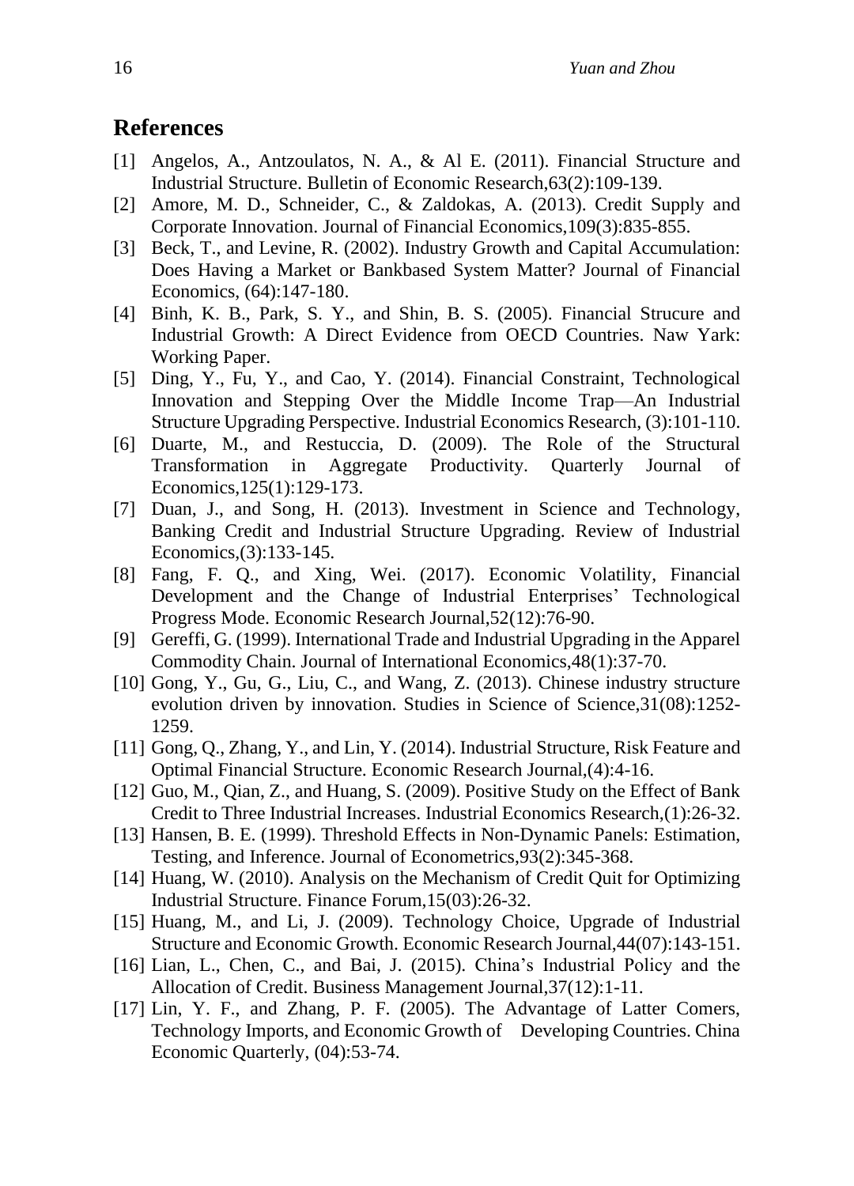## References

[1] Angelos, A., Antzoulatos, N. A., & Al E. (2011). Financial Structure and Industrial Structure. Bulletin of Economic Research,63(2):109-139.

[2] Amore, M. D., Schneider, C., & Zaldokas, A. (2013). Credit Supply and Corporate Innovation. Journal of Financial Economics,109(3):835-855.

[3] Beck, T., and Levine, R. (2002). Industry Growth and Capital Accumulation: Does Having a Market or Bankbased System Matter? Journal of Financial Economics, (64):147-180.

[4] Binh, K. B., Park, S. Y., and Shin, B. S. (2005). Financial Strucure and Industrial Growth: A Direct Evidence from OECD Countries. Naw Yark: Working Paper.

[5] Ding, Y., Fu, Y., and Cao, Y. (2014). Financial Constraint, Technological Innovation and Stepping Over the Middle Income Trap—An Industrial Structure Upgrading Perspective. Industrial Economics Research, (3):101-110.

[6] Duarte, M., and Restuccia, D. (2009). The Role of the Structural Transformation in Aggregate Productivity. Quarterly Journal of Economics,125(1):129-173.

[7] Duan, J., and Song, H. (2013). Investment in Science and Technology, Banking Credit and Industrial Structure Upgrading. Review of Industrial Economics,(3):133-145.

[8] Fang, F. Q., and Xing, Wei. (2017). Economic Volatility, Financial Development and the Change of Industrial Enterprises' Technological Progress Mode. Economic Research Journal,52(12):76-90.

[9] Gereffi, G. (1999). International Trade and Industrial Upgrading in the Apparel Commodity Chain. Journal of International Economics,48(1):37-70.

[10] Gong, Y., Gu, G., Liu, C., and Wang, Z. (2013). Chinese industry structure evolution driven by innovation. Studies in Science of Science,31(08):1252-1259.

[11] Gong, Q., Zhang, Y., and Lin, Y. (2014). Industrial Structure, Risk Feature and Optimal Financial Structure. Economic Research Journal,(4):4-16.

[12] Guo, M., Qian, Z., and Huang, S. (2009). Positive Study on the Effect of Bank Credit to Three Industrial Increases. Industrial Economics Research,(1):26-32.

[13] Hansen, B. E. (1999). Threshold Effects in Non-Dynamic Panels: Estimation, Testing, and Inference. Journal of Econometrics,93(2):345-368.

[14] Huang, W. (2010). Analysis on the Mechanism of Credit Quit for Optimizing Industrial Structure. Finance Forum,15(03):26-32.

[15] Huang, M., and Li, J. (2009). Technology Choice, Upgrade of Industrial Structure and Economic Growth. Economic Research Journal,44(07):143-151.

[16] Lian, L., Chen, C., and Bai, J. (2015). China's Industrial Policy and the Allocation of Credit. Business Management Journal,37(12):1-11.

[17] Lin, Y. F., and Zhang, P. F. (2005). The Advantage of Latter Comers, Technology Imports, and Economic Growth of Developing Countries. China Economic Quarterly, (04):53-74.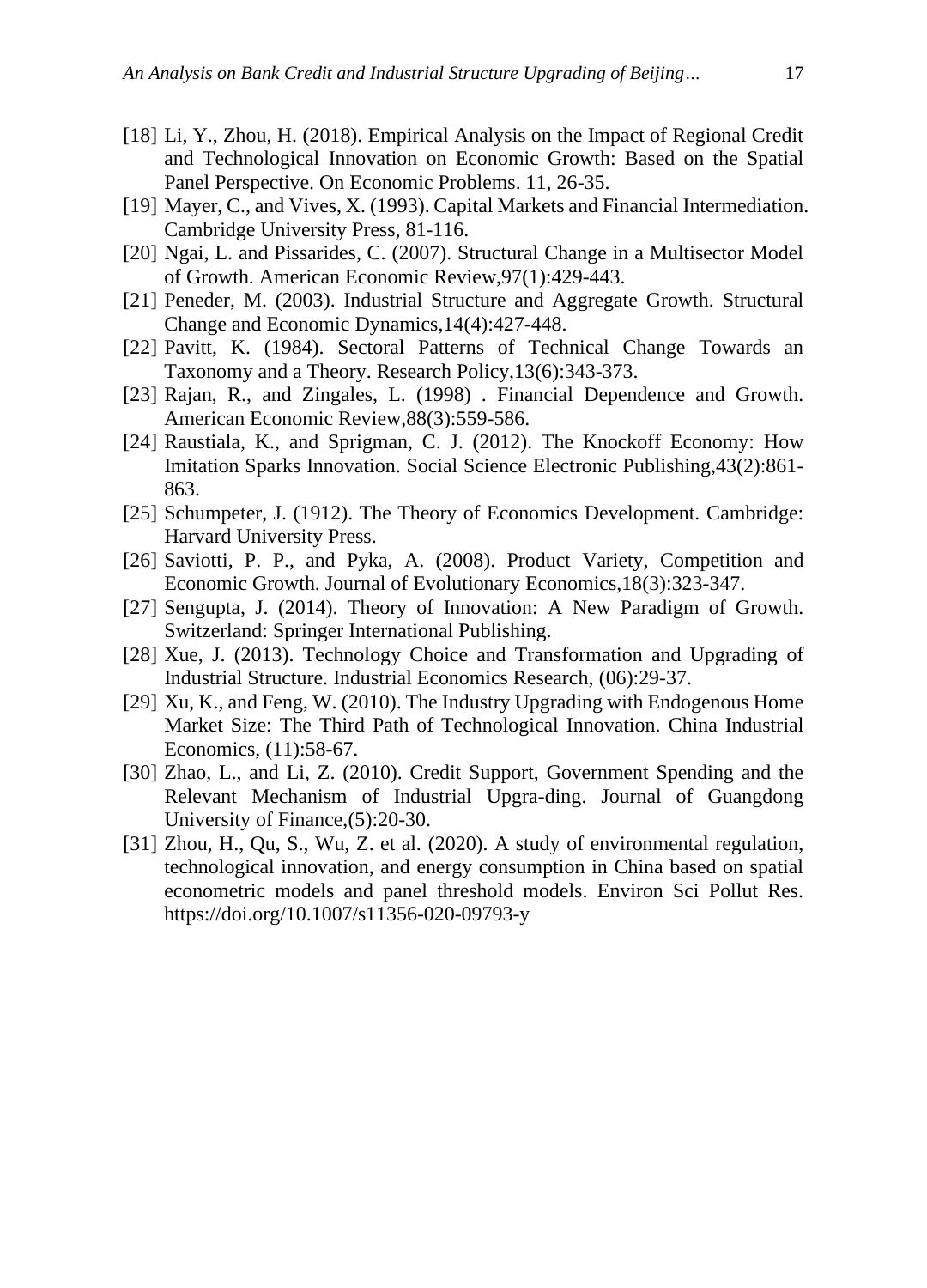[18] Li, Y., Zhou, H. (2018). Empirical Analysis on the Impact of Regional Credit and Technological Innovation on Economic Growth: Based on the Spatial Panel Perspective. On Economic Problems. 11, 26-35.

[19] Mayer, C., and Vives, X. (1993). Capital Markets and Financial Intermediation. Cambridge University Press, 81-116.

[20] Ngai, L. and Pissarides, C. (2007). Structural Change in a Multisector Model of Growth. American Economic Review,97(1):429-443.

[21] Peneder, M. (2003). Industrial Structure and Aggregate Growth. Structural Change and Economic Dynamics,14(4):427-448.

[22] Pavitt, K. (1984). Sectoral Patterns of Technical Change Towards an Taxonomy and a Theory. Research Policy,13(6):343-373.

[23] Rajan, R., and Zingales, L. (1998) . Financial Dependence and Growth. American Economic Review,88(3):559-586.

[24] Raustiala, K., and Sprigman, C. J. (2012). The Knockoff Economy: How Imitation Sparks Innovation. Social Science Electronic Publishing,43(2):861-863.

[25] Schumpeter, J. (1912). The Theory of Economics Development. Cambridge: Harvard University Press.

[26] Saviotti, P. P., and Pyka, A. (2008). Product Variety, Competition and Economic Growth. Journal of Evolutionary Economics,18(3):323-347.

[27] Sengupta, J. (2014). Theory of Innovation: A New Paradigm of Growth. Switzerland: Springer International Publishing.

[28] Xue, J. (2013). Technology Choice and Transformation and Upgrading of Industrial Structure. Industrial Economics Research, (06):29-37.

[29] Xu, K., and Feng, W. (2010). The Industry Upgrading with Endogenous Home Market Size: The Third Path of Technological Innovation. China Industrial Economics, (11):58-67.

[30] Zhao, L., and Li, Z. (2010). Credit Support, Government Spending and the Relevant Mechanism of Industrial Upgra-ding. Journal of Guangdong University of Finance,(5):20-30.

[31] Zhou, H., Qu, S., Wu, Z. et al. (2020). A study of environmental regulation, technological innovation, and energy consumption in China based on spatial econometric models and panel threshold models. Environ Sci Pollut Res. https://doi.org/10.1007/s11356-020-09793-y